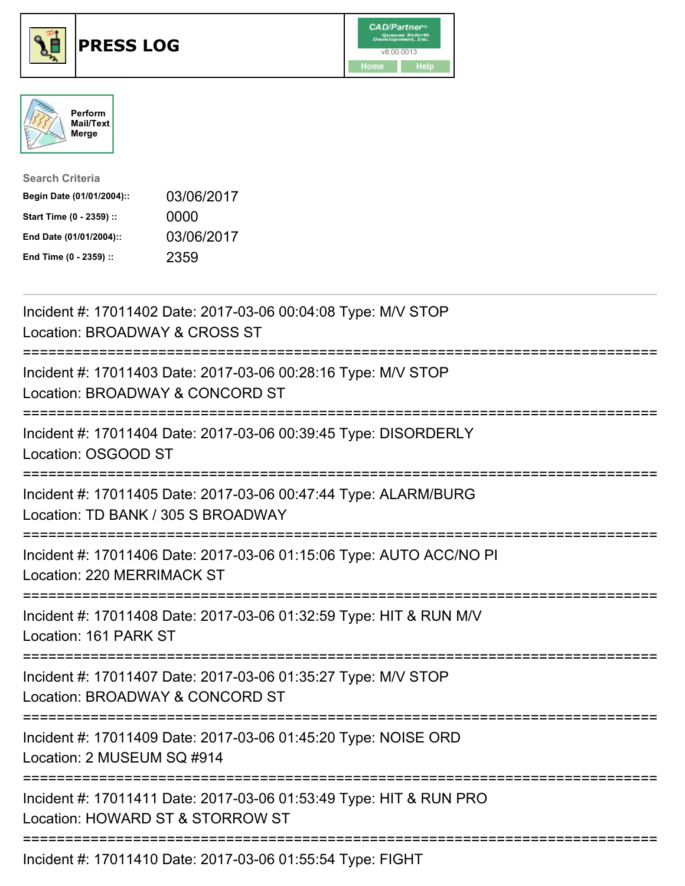# PRESS LOG

CAD/Partner v8.00.0013

Home Help

Perform Mail/Text Merge

**Search Criteria**

| | |
|---|---|
| **Begin Date (01/01/2004)::** | 03/06/2017 |
| **Start Time (0 - 2359) ::** | 0000 |
| **End Date (01/01/2004)::** | 03/06/2017 |
| **End Time (0 - 2359) ::** | 2359 |

---

Incident #: 17011402 Date: 2017-03-06 00:04:08 Type: M/V STOP
Location: BROADWAY & CROSS ST

===========================================================================

Incident #: 17011403 Date: 2017-03-06 00:28:16 Type: M/V STOP
Location: BROADWAY & CONCORD ST

===========================================================================

Incident #: 17011404 Date: 2017-03-06 00:39:45 Type: DISORDERLY
Location: OSGOOD ST

===========================================================================

Incident #: 17011405 Date: 2017-03-06 00:47:44 Type: ALARM/BURG
Location: TD BANK / 305 S BROADWAY

===========================================================================

Incident #: 17011406 Date: 2017-03-06 01:15:06 Type: AUTO ACC/NO PI
Location: 220 MERRIMACK ST

===========================================================================

Incident #: 17011408 Date: 2017-03-06 01:32:59 Type: HIT & RUN M/V
Location: 161 PARK ST

===========================================================================

Incident #: 17011407 Date: 2017-03-06 01:35:27 Type: M/V STOP
Location: BROADWAY & CONCORD ST

===========================================================================

Incident #: 17011409 Date: 2017-03-06 01:45:20 Type: NOISE ORD
Location: 2 MUSEUM SQ #914

===========================================================================

Incident #: 17011411 Date: 2017-03-06 01:53:49 Type: HIT & RUN PRO
Location: HOWARD ST & STORROW ST

===========================================================================

Incident #: 17011410 Date: 2017-03-06 01:55:54 Type: FIGHT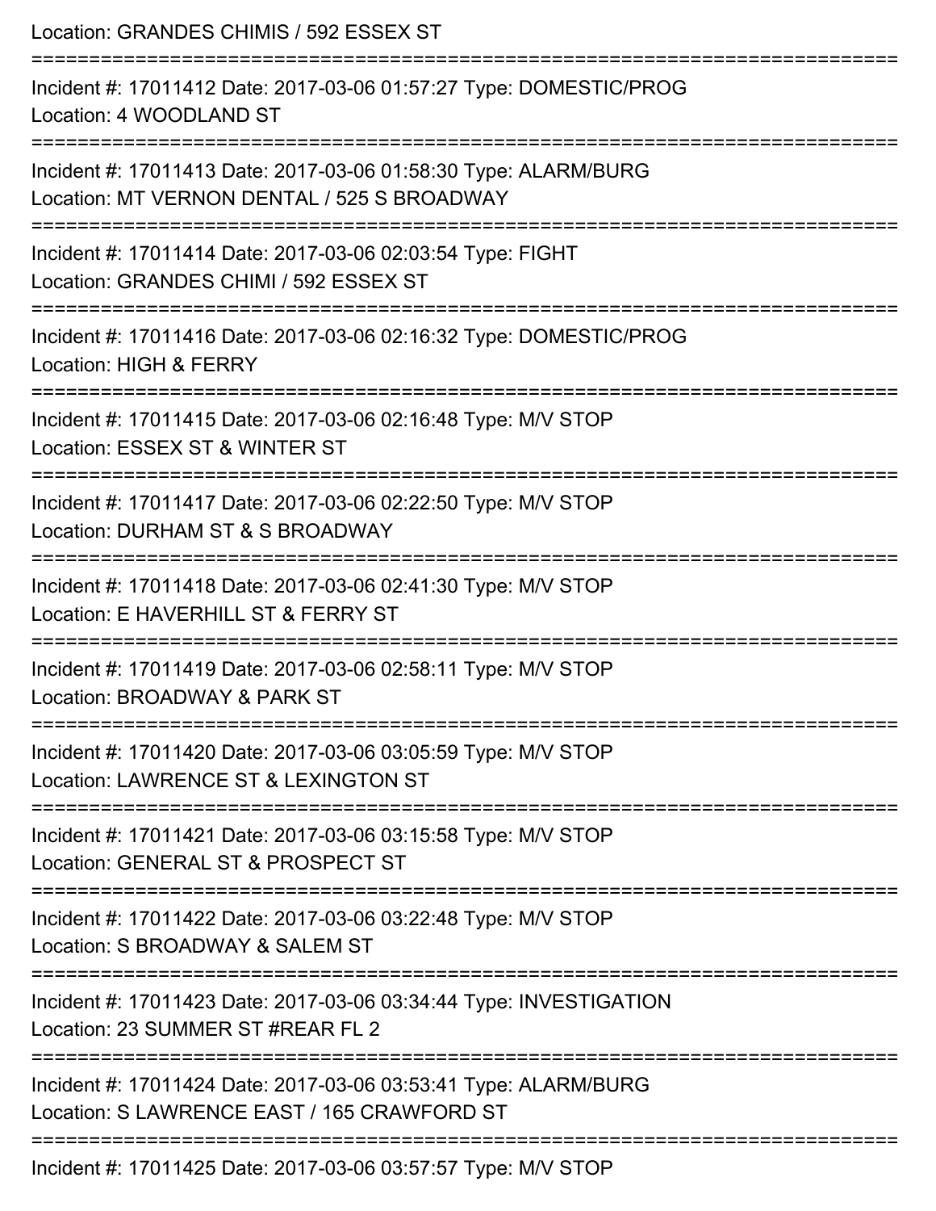Location: GRANDES CHIMIS / 592 ESSEX ST

===========================================================================

Incident #: 17011412 Date: 2017-03-06 01:57:27 Type: DOMESTIC/PROG

Location: 4 WOODLAND ST

===========================================================================

Incident #: 17011413 Date: 2017-03-06 01:58:30 Type: ALARM/BURG

Location: MT VERNON DENTAL / 525 S BROADWAY

===========================================================================

Incident #: 17011414 Date: 2017-03-06 02:03:54 Type: FIGHT

Location: GRANDES CHIMI / 592 ESSEX ST

===========================================================================

Incident #: 17011416 Date: 2017-03-06 02:16:32 Type: DOMESTIC/PROG

Location: HIGH & FERRY

===========================================================================

Incident #: 17011415 Date: 2017-03-06 02:16:48 Type: M/V STOP

Location: ESSEX ST & WINTER ST

===========================================================================

Incident #: 17011417 Date: 2017-03-06 02:22:50 Type: M/V STOP

Location: DURHAM ST & S BROADWAY

===========================================================================

Incident #: 17011418 Date: 2017-03-06 02:41:30 Type: M/V STOP

Location: E HAVERHILL ST & FERRY ST

===========================================================================

Incident #: 17011419 Date: 2017-03-06 02:58:11 Type: M/V STOP

Location: BROADWAY & PARK ST

===========================================================================

Incident #: 17011420 Date: 2017-03-06 03:05:59 Type: M/V STOP

Location: LAWRENCE ST & LEXINGTON ST

===========================================================================

Incident #: 17011421 Date: 2017-03-06 03:15:58 Type: M/V STOP

Location: GENERAL ST & PROSPECT ST

===========================================================================

Incident #: 17011422 Date: 2017-03-06 03:22:48 Type: M/V STOP

Location: S BROADWAY & SALEM ST

===========================================================================

Incident #: 17011423 Date: 2017-03-06 03:34:44 Type: INVESTIGATION

Location: 23 SUMMER ST #REAR FL 2

===========================================================================

Incident #: 17011424 Date: 2017-03-06 03:53:41 Type: ALARM/BURG

Location: S LAWRENCE EAST / 165 CRAWFORD ST

===========================================================================

Incident #: 17011425 Date: 2017-03-06 03:57:57 Type: M/V STOP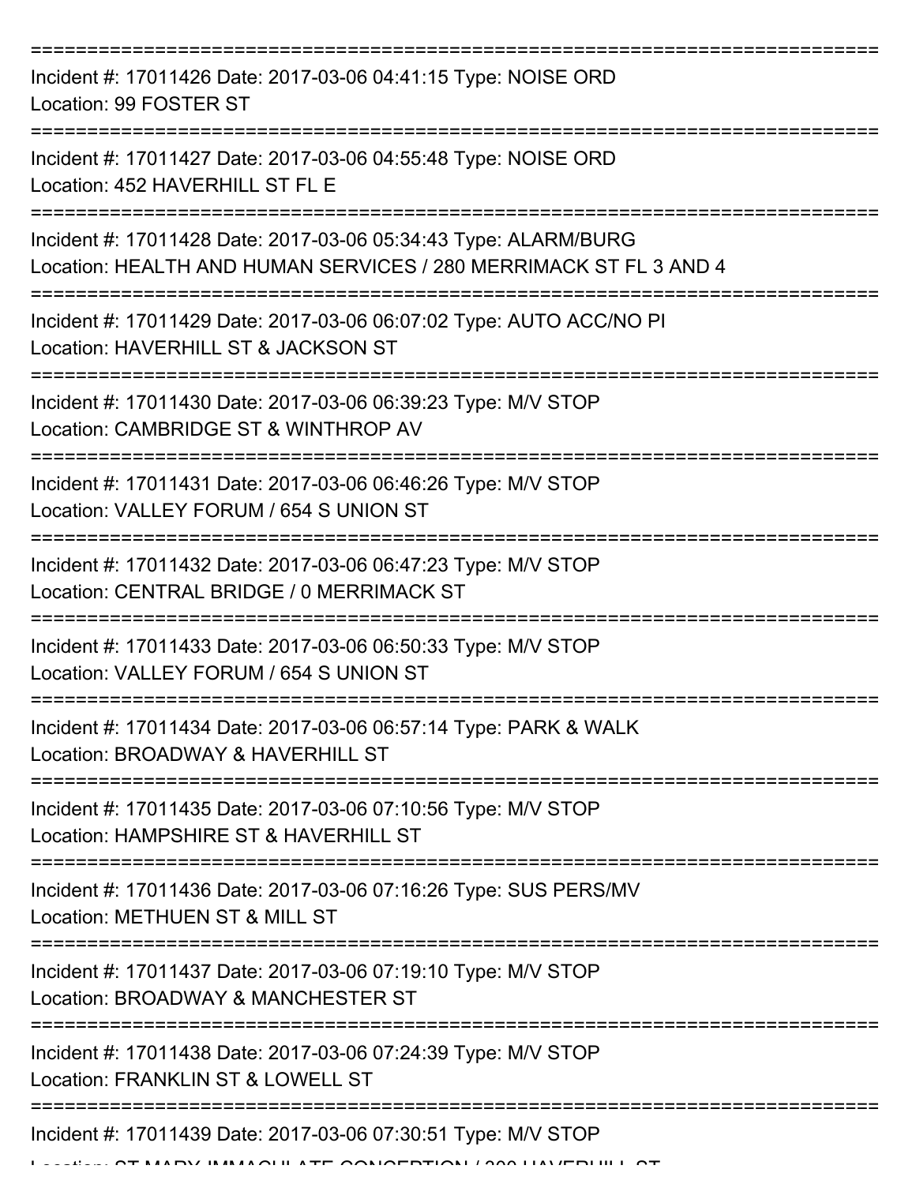Incident #: 17011426 Date: 2017-03-06 04:41:15 Type: NOISE ORD
Location: 99 FOSTER ST

Incident #: 17011427 Date: 2017-03-06 04:55:48 Type: NOISE ORD
Location: 452 HAVERHILL ST FL E

Incident #: 17011428 Date: 2017-03-06 05:34:43 Type: ALARM/BURG
Location: HEALTH AND HUMAN SERVICES / 280 MERRIMACK ST FL 3 AND 4

Incident #: 17011429 Date: 2017-03-06 06:07:02 Type: AUTO ACC/NO PI
Location: HAVERHILL ST & JACKSON ST

Incident #: 17011430 Date: 2017-03-06 06:39:23 Type: M/V STOP
Location: CAMBRIDGE ST & WINTHROP AV

Incident #: 17011431 Date: 2017-03-06 06:46:26 Type: M/V STOP
Location: VALLEY FORUM / 654 S UNION ST

Incident #: 17011432 Date: 2017-03-06 06:47:23 Type: M/V STOP
Location: CENTRAL BRIDGE / 0 MERRIMACK ST

Incident #: 17011433 Date: 2017-03-06 06:50:33 Type: M/V STOP
Location: VALLEY FORUM / 654 S UNION ST

Incident #: 17011434 Date: 2017-03-06 06:57:14 Type: PARK & WALK
Location: BROADWAY & HAVERHILL ST

Incident #: 17011435 Date: 2017-03-06 07:10:56 Type: M/V STOP
Location: HAMPSHIRE ST & HAVERHILL ST

Incident #: 17011436 Date: 2017-03-06 07:16:26 Type: SUS PERS/MV
Location: METHUEN ST & MILL ST

Incident #: 17011437 Date: 2017-03-06 07:19:10 Type: M/V STOP
Location: BROADWAY & MANCHESTER ST

Incident #: 17011438 Date: 2017-03-06 07:24:39 Type: M/V STOP
Location: FRANKLIN ST & LOWELL ST

Incident #: 17011439 Date: 2017-03-06 07:30:51 Type: M/V STOP
Location: ST MARY IMMACULATE CONCEPTION / 300 HAVERHILL ST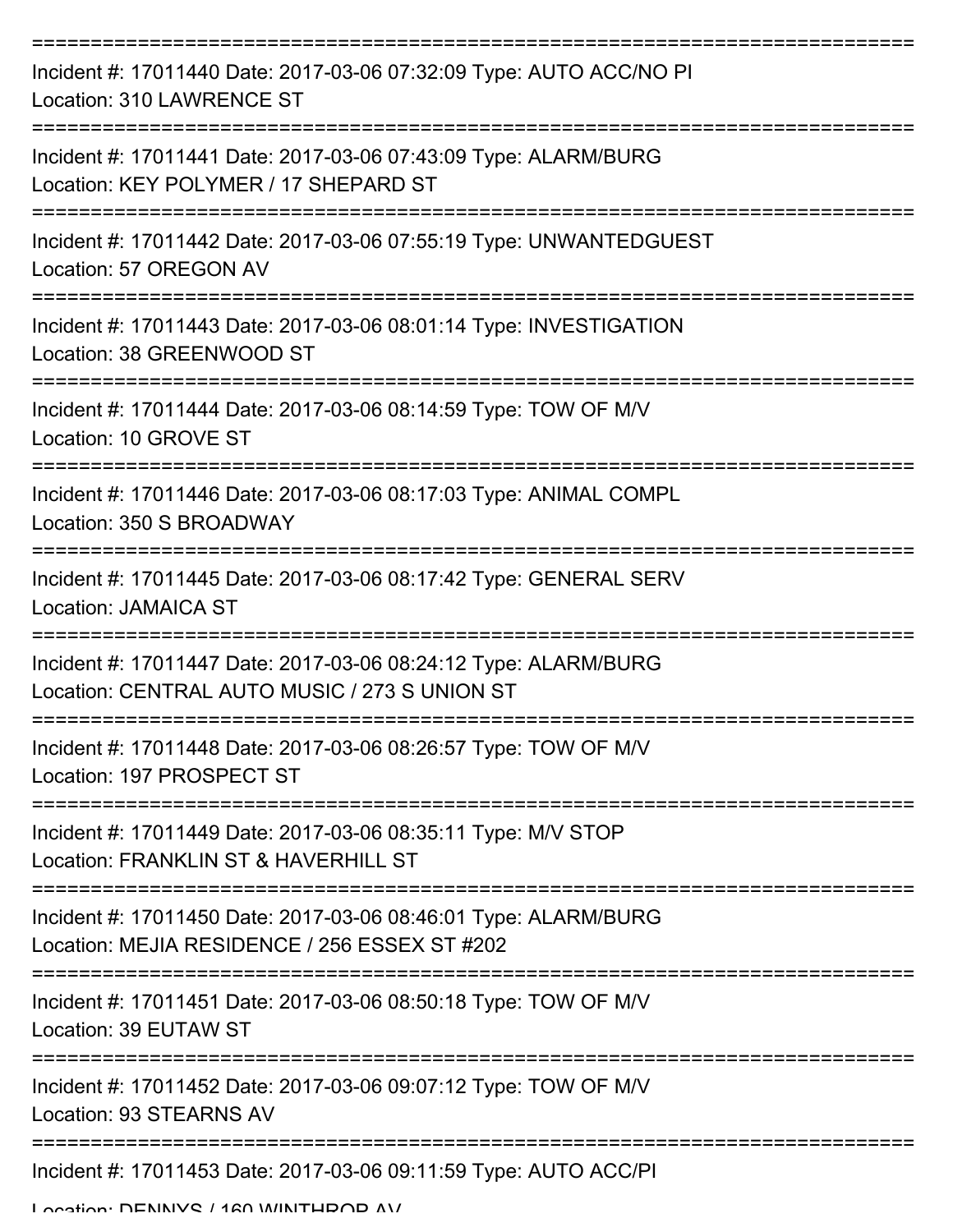===========================================================================

Incident #: 17011440 Date: 2017-03-06 07:32:09 Type: AUTO ACC/NO PI
Location: 310 LAWRENCE ST

===========================================================================

Incident #: 17011441 Date: 2017-03-06 07:43:09 Type: ALARM/BURG
Location: KEY POLYMER / 17 SHEPARD ST

===========================================================================

Incident #: 17011442 Date: 2017-03-06 07:55:19 Type: UNWANTEDGUEST
Location: 57 OREGON AV

===========================================================================

Incident #: 17011443 Date: 2017-03-06 08:01:14 Type: INVESTIGATION
Location: 38 GREENWOOD ST

===========================================================================

Incident #: 17011444 Date: 2017-03-06 08:14:59 Type: TOW OF M/V
Location: 10 GROVE ST

===========================================================================

Incident #: 17011446 Date: 2017-03-06 08:17:03 Type: ANIMAL COMPL
Location: 350 S BROADWAY

===========================================================================

Incident #: 17011445 Date: 2017-03-06 08:17:42 Type: GENERAL SERV
Location: JAMAICA ST

===========================================================================

Incident #: 17011447 Date: 2017-03-06 08:24:12 Type: ALARM/BURG
Location: CENTRAL AUTO MUSIC / 273 S UNION ST

===========================================================================

Incident #: 17011448 Date: 2017-03-06 08:26:57 Type: TOW OF M/V
Location: 197 PROSPECT ST

===========================================================================

Incident #: 17011449 Date: 2017-03-06 08:35:11 Type: M/V STOP
Location: FRANKLIN ST & HAVERHILL ST

===========================================================================

Incident #: 17011450 Date: 2017-03-06 08:46:01 Type: ALARM/BURG
Location: MEJIA RESIDENCE / 256 ESSEX ST #202

===========================================================================

Incident #: 17011451 Date: 2017-03-06 08:50:18 Type: TOW OF M/V
Location: 39 EUTAW ST

===========================================================================

Incident #: 17011452 Date: 2017-03-06 09:07:12 Type: TOW OF M/V
Location: 93 STEARNS AV

===========================================================================

Incident #: 17011453 Date: 2017-03-06 09:11:59 Type: AUTO ACC/PI
Location: DENNYS / 160 WINTHROP AV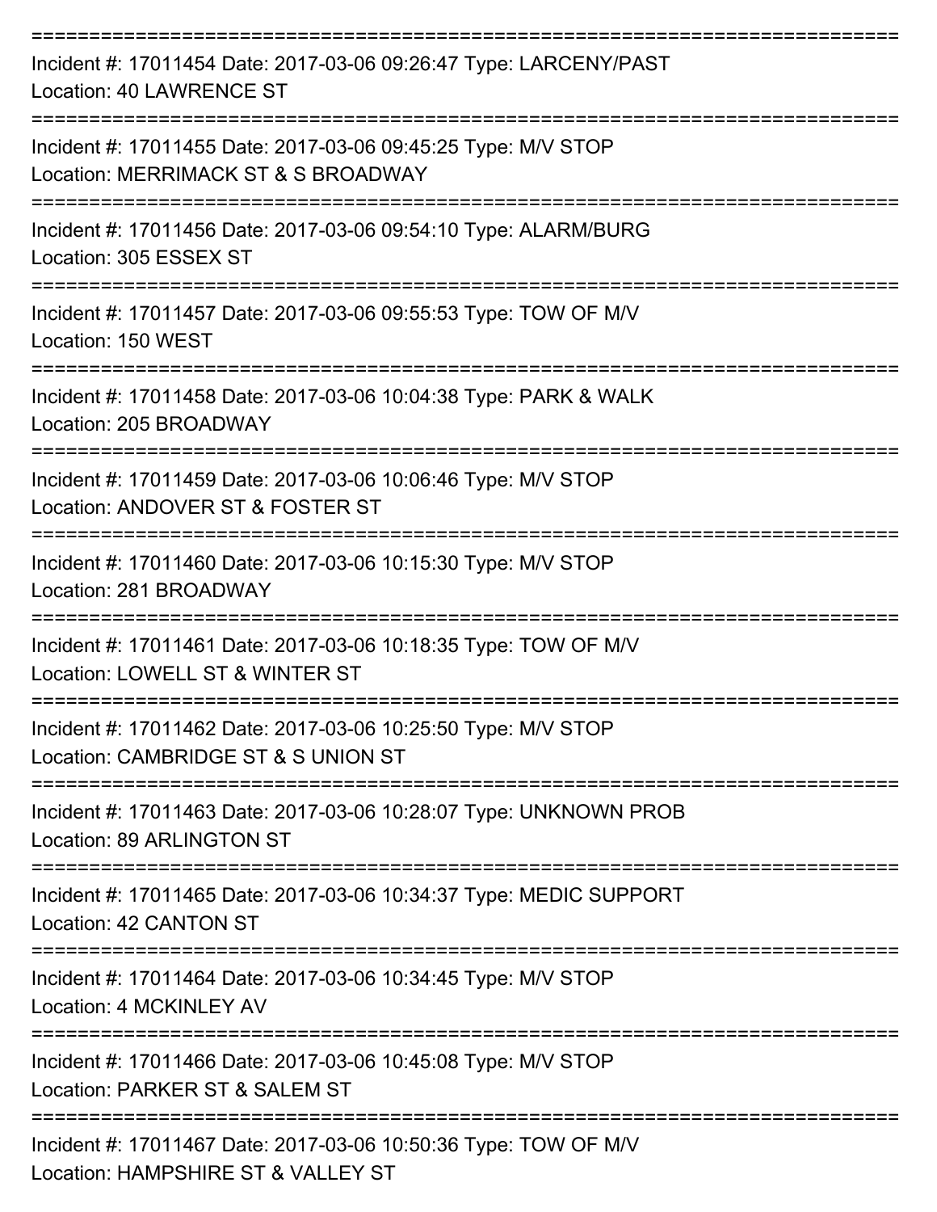===========================================================================

Incident #: 17011454 Date: 2017-03-06 09:26:47 Type: LARCENY/PAST
Location: 40 LAWRENCE ST

===========================================================================

Incident #: 17011455 Date: 2017-03-06 09:45:25 Type: M/V STOP
Location: MERRIMACK ST & S BROADWAY

===========================================================================

Incident #: 17011456 Date: 2017-03-06 09:54:10 Type: ALARM/BURG
Location: 305 ESSEX ST

===========================================================================

Incident #: 17011457 Date: 2017-03-06 09:55:53 Type: TOW OF M/V
Location: 150 WEST

===========================================================================

Incident #: 17011458 Date: 2017-03-06 10:04:38 Type: PARK & WALK
Location: 205 BROADWAY

===========================================================================

Incident #: 17011459 Date: 2017-03-06 10:06:46 Type: M/V STOP
Location: ANDOVER ST & FOSTER ST

===========================================================================

Incident #: 17011460 Date: 2017-03-06 10:15:30 Type: M/V STOP
Location: 281 BROADWAY

===========================================================================

Incident #: 17011461 Date: 2017-03-06 10:18:35 Type: TOW OF M/V
Location: LOWELL ST & WINTER ST

===========================================================================

Incident #: 17011462 Date: 2017-03-06 10:25:50 Type: M/V STOP
Location: CAMBRIDGE ST & S UNION ST

===========================================================================

Incident #: 17011463 Date: 2017-03-06 10:28:07 Type: UNKNOWN PROB
Location: 89 ARLINGTON ST

===========================================================================

Incident #: 17011465 Date: 2017-03-06 10:34:37 Type: MEDIC SUPPORT
Location: 42 CANTON ST

===========================================================================

Incident #: 17011464 Date: 2017-03-06 10:34:45 Type: M/V STOP
Location: 4 MCKINLEY AV

===========================================================================

Incident #: 17011466 Date: 2017-03-06 10:45:08 Type: M/V STOP
Location: PARKER ST & SALEM ST

===========================================================================

Incident #: 17011467 Date: 2017-03-06 10:50:36 Type: TOW OF M/V
Location: HAMPSHIRE ST & VALLEY ST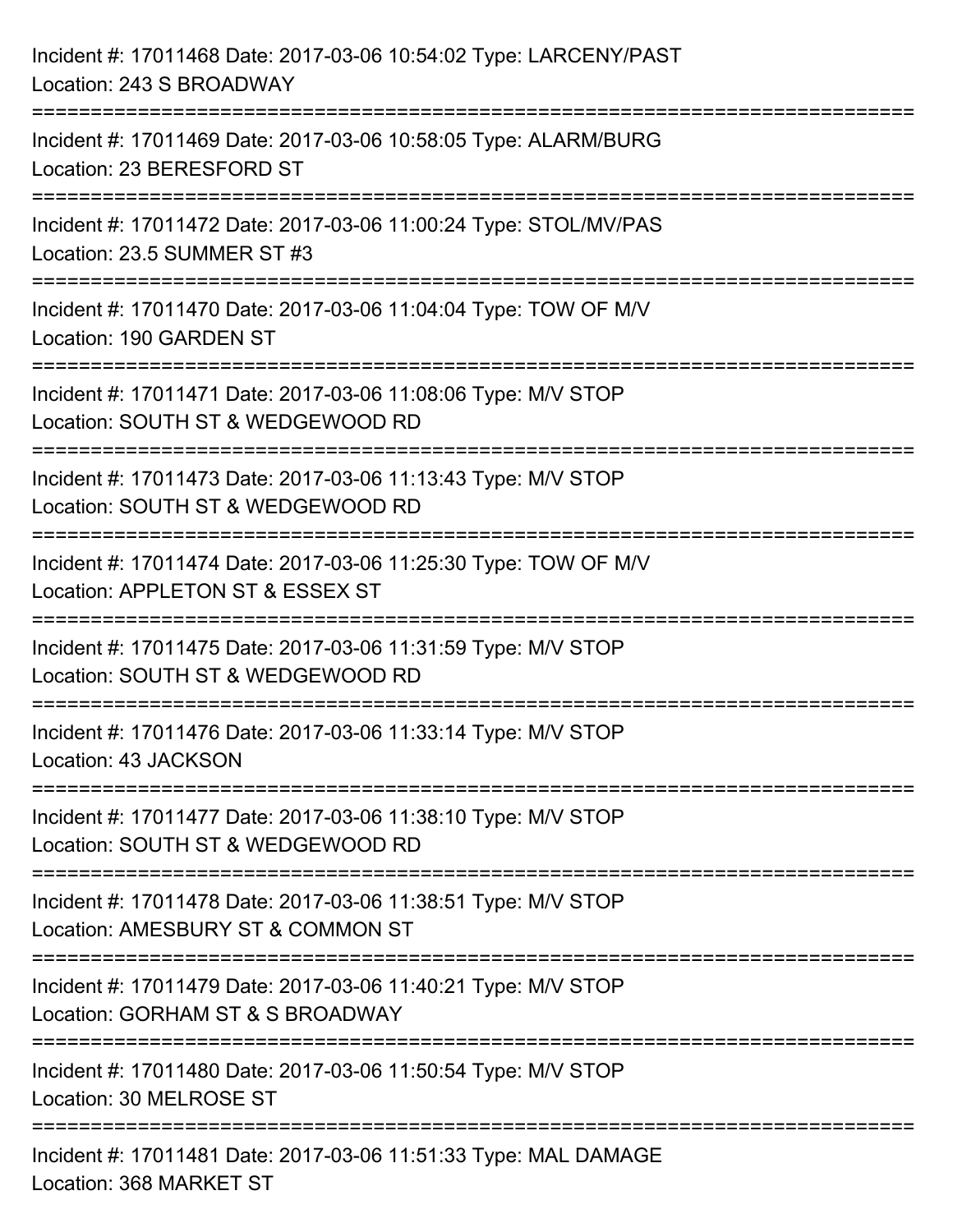Incident #: 17011468 Date: 2017-03-06 10:54:02 Type: LARCENY/PAST
Location: 243 S BROADWAY

===========================================================================

Incident #: 17011469 Date: 2017-03-06 10:58:05 Type: ALARM/BURG
Location: 23 BERESFORD ST

===========================================================================

Incident #: 17011472 Date: 2017-03-06 11:00:24 Type: STOL/MV/PAS
Location: 23.5 SUMMER ST #3

===========================================================================

Incident #: 17011470 Date: 2017-03-06 11:04:04 Type: TOW OF M/V
Location: 190 GARDEN ST

===========================================================================

Incident #: 17011471 Date: 2017-03-06 11:08:06 Type: M/V STOP
Location: SOUTH ST & WEDGEWOOD RD

===========================================================================

Incident #: 17011473 Date: 2017-03-06 11:13:43 Type: M/V STOP
Location: SOUTH ST & WEDGEWOOD RD

===========================================================================

Incident #: 17011474 Date: 2017-03-06 11:25:30 Type: TOW OF M/V
Location: APPLETON ST & ESSEX ST

===========================================================================

Incident #: 17011475 Date: 2017-03-06 11:31:59 Type: M/V STOP
Location: SOUTH ST & WEDGEWOOD RD

===========================================================================

Incident #: 17011476 Date: 2017-03-06 11:33:14 Type: M/V STOP
Location: 43 JACKSON

===========================================================================

Incident #: 17011477 Date: 2017-03-06 11:38:10 Type: M/V STOP
Location: SOUTH ST & WEDGEWOOD RD

===========================================================================

Incident #: 17011478 Date: 2017-03-06 11:38:51 Type: M/V STOP
Location: AMESBURY ST & COMMON ST

===========================================================================

Incident #: 17011479 Date: 2017-03-06 11:40:21 Type: M/V STOP
Location: GORHAM ST & S BROADWAY

===========================================================================

Incident #: 17011480 Date: 2017-03-06 11:50:54 Type: M/V STOP
Location: 30 MELROSE ST

===========================================================================

Incident #: 17011481 Date: 2017-03-06 11:51:33 Type: MAL DAMAGE
Location: 368 MARKET ST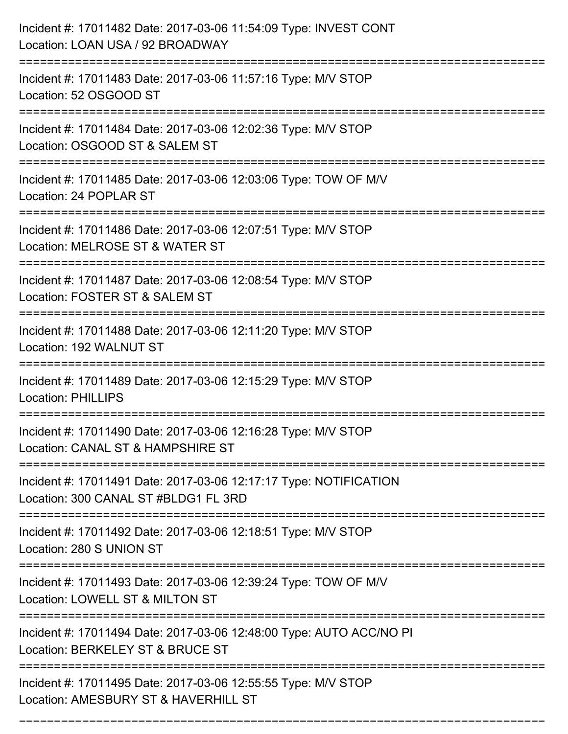Incident #: 17011482 Date: 2017-03-06 11:54:09 Type: INVEST CONT
Location: LOAN USA / 92 BROADWAY

===========================================================================

Incident #: 17011483 Date: 2017-03-06 11:57:16 Type: M/V STOP
Location: 52 OSGOOD ST

===========================================================================

Incident #: 17011484 Date: 2017-03-06 12:02:36 Type: M/V STOP
Location: OSGOOD ST & SALEM ST

===========================================================================

Incident #: 17011485 Date: 2017-03-06 12:03:06 Type: TOW OF M/V
Location: 24 POPLAR ST

===========================================================================

Incident #: 17011486 Date: 2017-03-06 12:07:51 Type: M/V STOP
Location: MELROSE ST & WATER ST

===========================================================================

Incident #: 17011487 Date: 2017-03-06 12:08:54 Type: M/V STOP
Location: FOSTER ST & SALEM ST

===========================================================================

Incident #: 17011488 Date: 2017-03-06 12:11:20 Type: M/V STOP
Location: 192 WALNUT ST

===========================================================================

Incident #: 17011489 Date: 2017-03-06 12:15:29 Type: M/V STOP
Location: PHILLIPS

===========================================================================

Incident #: 17011490 Date: 2017-03-06 12:16:28 Type: M/V STOP
Location: CANAL ST & HAMPSHIRE ST

===========================================================================

Incident #: 17011491 Date: 2017-03-06 12:17:17 Type: NOTIFICATION
Location: 300 CANAL ST #BLDG1 FL 3RD

===========================================================================

Incident #: 17011492 Date: 2017-03-06 12:18:51 Type: M/V STOP
Location: 280 S UNION ST

===========================================================================

Incident #: 17011493 Date: 2017-03-06 12:39:24 Type: TOW OF M/V
Location: LOWELL ST & MILTON ST

===========================================================================

Incident #: 17011494 Date: 2017-03-06 12:48:00 Type: AUTO ACC/NO PI
Location: BERKELEY ST & BRUCE ST

===========================================================================

Incident #: 17011495 Date: 2017-03-06 12:55:55 Type: M/V STOP
Location: AMESBURY ST & HAVERHILL ST

===========================================================================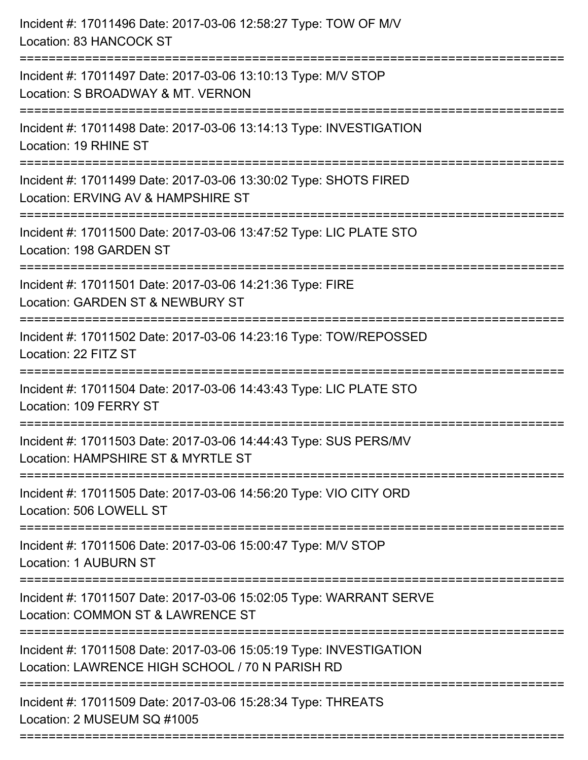Incident #: 17011496 Date: 2017-03-06 12:58:27 Type: TOW OF M/V
Location: 83 HANCOCK ST

===========================================================================

Incident #: 17011497 Date: 2017-03-06 13:10:13 Type: M/V STOP
Location: S BROADWAY & MT. VERNON

===========================================================================

Incident #: 17011498 Date: 2017-03-06 13:14:13 Type: INVESTIGATION
Location: 19 RHINE ST

===========================================================================

Incident #: 17011499 Date: 2017-03-06 13:30:02 Type: SHOTS FIRED
Location: ERVING AV & HAMPSHIRE ST

===========================================================================

Incident #: 17011500 Date: 2017-03-06 13:47:52 Type: LIC PLATE STO
Location: 198 GARDEN ST

===========================================================================

Incident #: 17011501 Date: 2017-03-06 14:21:36 Type: FIRE
Location: GARDEN ST & NEWBURY ST

===========================================================================

Incident #: 17011502 Date: 2017-03-06 14:23:16 Type: TOW/REPOSSED
Location: 22 FITZ ST

===========================================================================

Incident #: 17011504 Date: 2017-03-06 14:43:43 Type: LIC PLATE STO
Location: 109 FERRY ST

===========================================================================

Incident #: 17011503 Date: 2017-03-06 14:44:43 Type: SUS PERS/MV
Location: HAMPSHIRE ST & MYRTLE ST

===========================================================================

Incident #: 17011505 Date: 2017-03-06 14:56:20 Type: VIO CITY ORD
Location: 506 LOWELL ST

===========================================================================

Incident #: 17011506 Date: 2017-03-06 15:00:47 Type: M/V STOP
Location: 1 AUBURN ST

===========================================================================

Incident #: 17011507 Date: 2017-03-06 15:02:05 Type: WARRANT SERVE
Location: COMMON ST & LAWRENCE ST

===========================================================================

Incident #: 17011508 Date: 2017-03-06 15:05:19 Type: INVESTIGATION
Location: LAWRENCE HIGH SCHOOL / 70 N PARISH RD

===========================================================================

Incident #: 17011509 Date: 2017-03-06 15:28:34 Type: THREATS
Location: 2 MUSEUM SQ #1005

===========================================================================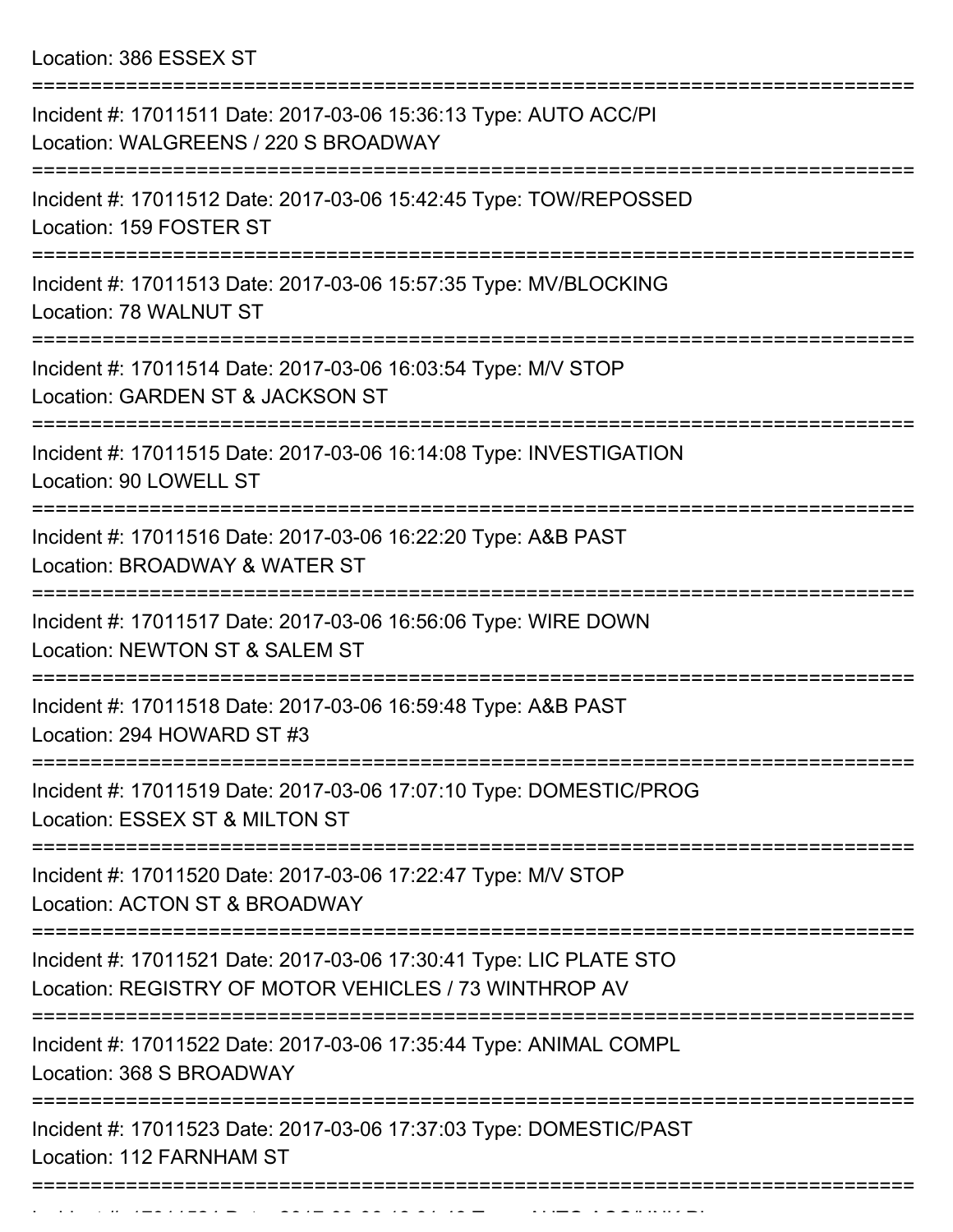Location: 386 ESSEX ST

===========================================================================

Incident #: 17011511 Date: 2017-03-06 15:36:13 Type: AUTO ACC/PI
Location: WALGREENS / 220 S BROADWAY

===========================================================================

Incident #: 17011512 Date: 2017-03-06 15:42:45 Type: TOW/REPOSSED
Location: 159 FOSTER ST

===========================================================================

Incident #: 17011513 Date: 2017-03-06 15:57:35 Type: MV/BLOCKING
Location: 78 WALNUT ST

===========================================================================

Incident #: 17011514 Date: 2017-03-06 16:03:54 Type: M/V STOP
Location: GARDEN ST & JACKSON ST

===========================================================================

Incident #: 17011515 Date: 2017-03-06 16:14:08 Type: INVESTIGATION
Location: 90 LOWELL ST

===========================================================================

Incident #: 17011516 Date: 2017-03-06 16:22:20 Type: A&B PAST
Location: BROADWAY & WATER ST

===========================================================================

Incident #: 17011517 Date: 2017-03-06 16:56:06 Type: WIRE DOWN
Location: NEWTON ST & SALEM ST

===========================================================================

Incident #: 17011518 Date: 2017-03-06 16:59:48 Type: A&B PAST
Location: 294 HOWARD ST #3

===========================================================================

Incident #: 17011519 Date: 2017-03-06 17:07:10 Type: DOMESTIC/PROG
Location: ESSEX ST & MILTON ST

===========================================================================

Incident #: 17011520 Date: 2017-03-06 17:22:47 Type: M/V STOP
Location: ACTON ST & BROADWAY

===========================================================================

Incident #: 17011521 Date: 2017-03-06 17:30:41 Type: LIC PLATE STO
Location: REGISTRY OF MOTOR VEHICLES / 73 WINTHROP AV

===========================================================================

Incident #: 17011522 Date: 2017-03-06 17:35:44 Type: ANIMAL COMPL
Location: 368 S BROADWAY

===========================================================================

Incident #: 17011523 Date: 2017-03-06 17:37:03 Type: DOMESTIC/PAST
Location: 112 FARNHAM ST

===========================================================================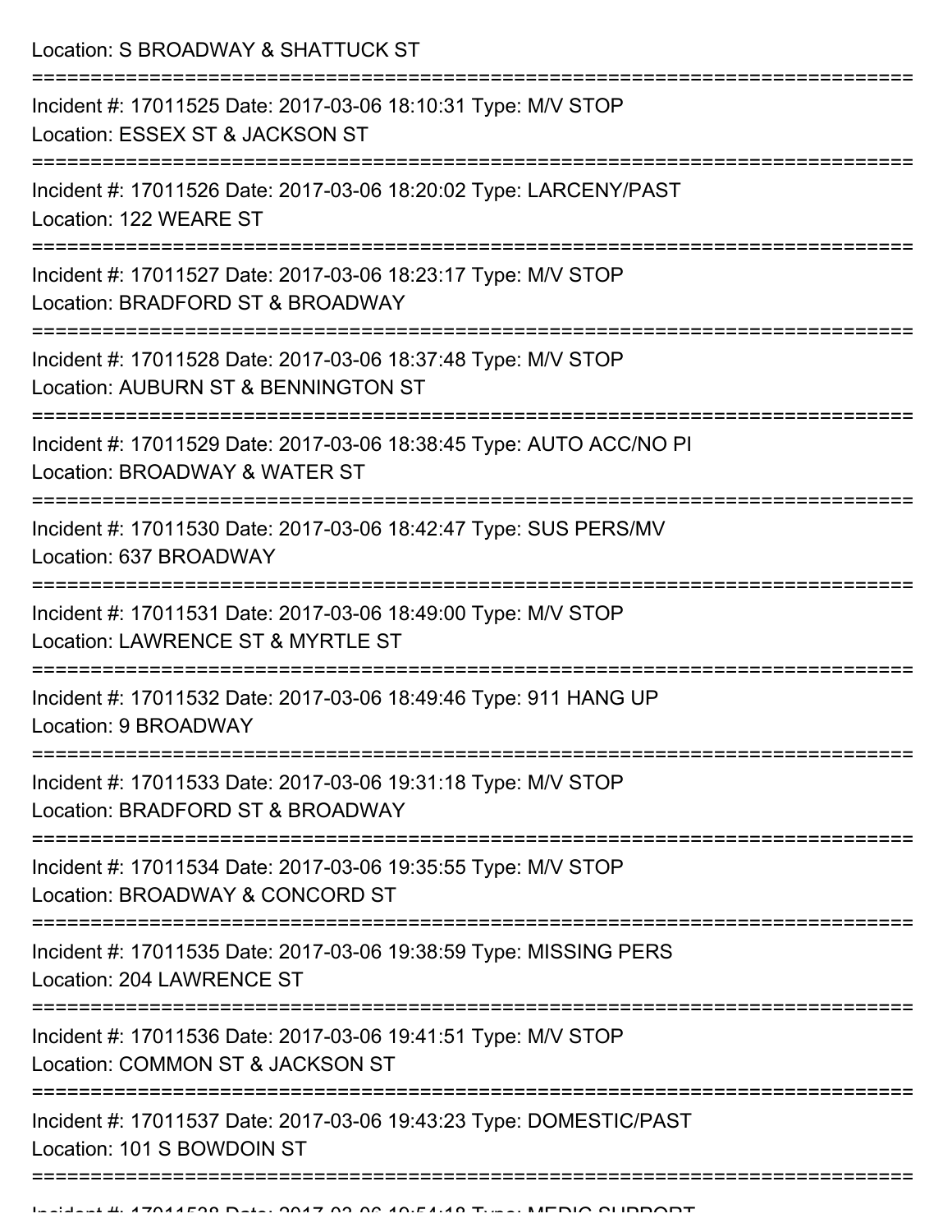Location: S BROADWAY & SHATTUCK ST

===========================================================================

Incident #: 17011525 Date: 2017-03-06 18:10:31 Type: M/V STOP

Location: ESSEX ST & JACKSON ST

===========================================================================

Incident #: 17011526 Date: 2017-03-06 18:20:02 Type: LARCENY/PAST

Location: 122 WEARE ST

===========================================================================

Incident #: 17011527 Date: 2017-03-06 18:23:17 Type: M/V STOP

Location: BRADFORD ST & BROADWAY

===========================================================================

Incident #: 17011528 Date: 2017-03-06 18:37:48 Type: M/V STOP

Location: AUBURN ST & BENNINGTON ST

===========================================================================

Incident #: 17011529 Date: 2017-03-06 18:38:45 Type: AUTO ACC/NO PI

Location: BROADWAY & WATER ST

===========================================================================

Incident #: 17011530 Date: 2017-03-06 18:42:47 Type: SUS PERS/MV

Location: 637 BROADWAY

===========================================================================

Incident #: 17011531 Date: 2017-03-06 18:49:00 Type: M/V STOP

Location: LAWRENCE ST & MYRTLE ST

===========================================================================

Incident #: 17011532 Date: 2017-03-06 18:49:46 Type: 911 HANG UP

Location: 9 BROADWAY

===========================================================================

Incident #: 17011533 Date: 2017-03-06 19:31:18 Type: M/V STOP

Location: BRADFORD ST & BROADWAY

===========================================================================

Incident #: 17011534 Date: 2017-03-06 19:35:55 Type: M/V STOP

Location: BROADWAY & CONCORD ST

===========================================================================

Incident #: 17011535 Date: 2017-03-06 19:38:59 Type: MISSING PERS

Location: 204 LAWRENCE ST

===========================================================================

Incident #: 17011536 Date: 2017-03-06 19:41:51 Type: M/V STOP

Location: COMMON ST & JACKSON ST

===========================================================================

Incident #: 17011537 Date: 2017-03-06 19:43:23 Type: DOMESTIC/PAST

Location: 101 S BOWDOIN ST

===========================================================================

Incident #: 17011538 Date: 2017-03-06 19:54:18 Type: MEDIC SUPPORT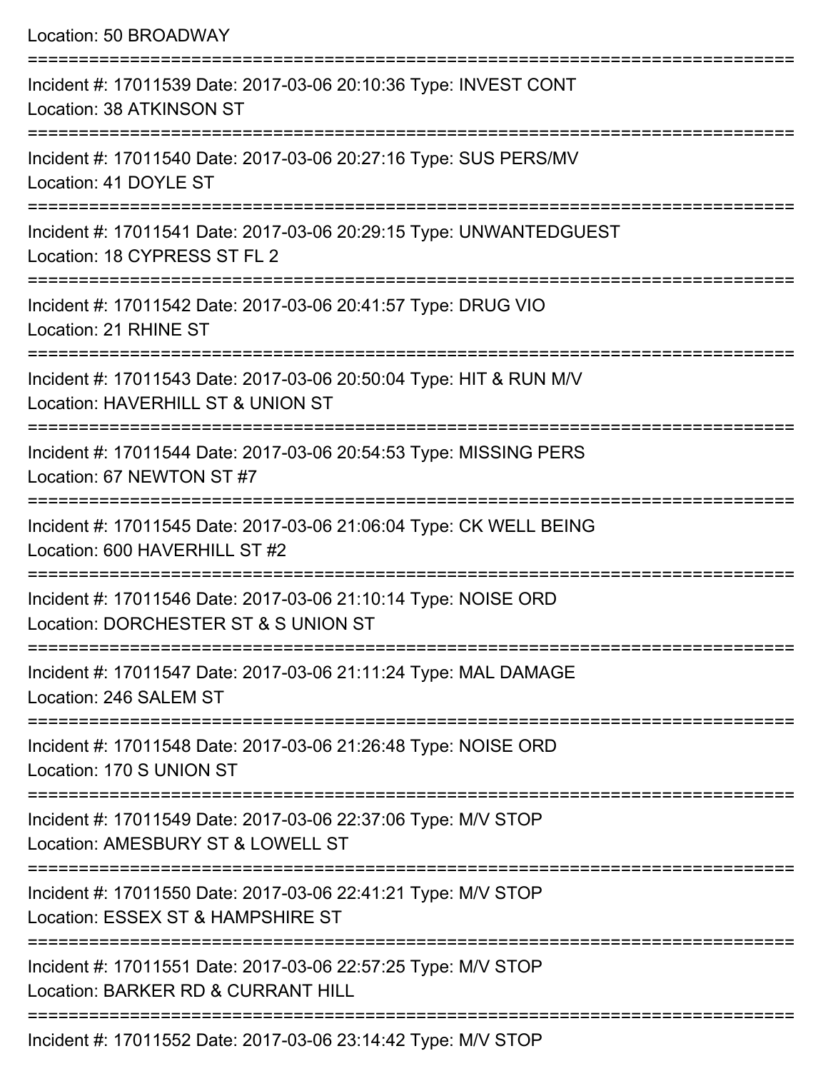Location: 50 BROADWAY

===========================================================================

Incident #: 17011539 Date: 2017-03-06 20:10:36 Type: INVEST CONT
Location: 38 ATKINSON ST

===========================================================================

Incident #: 17011540 Date: 2017-03-06 20:27:16 Type: SUS PERS/MV
Location: 41 DOYLE ST

===========================================================================

Incident #: 17011541 Date: 2017-03-06 20:29:15 Type: UNWANTEDGUEST
Location: 18 CYPRESS ST FL 2

===========================================================================

Incident #: 17011542 Date: 2017-03-06 20:41:57 Type: DRUG VIO
Location: 21 RHINE ST

===========================================================================

Incident #: 17011543 Date: 2017-03-06 20:50:04 Type: HIT & RUN M/V
Location: HAVERHILL ST & UNION ST

===========================================================================

Incident #: 17011544 Date: 2017-03-06 20:54:53 Type: MISSING PERS
Location: 67 NEWTON ST #7

===========================================================================

Incident #: 17011545 Date: 2017-03-06 21:06:04 Type: CK WELL BEING
Location: 600 HAVERHILL ST #2

===========================================================================

Incident #: 17011546 Date: 2017-03-06 21:10:14 Type: NOISE ORD
Location: DORCHESTER ST & S UNION ST

===========================================================================

Incident #: 17011547 Date: 2017-03-06 21:11:24 Type: MAL DAMAGE
Location: 246 SALEM ST

===========================================================================

Incident #: 17011548 Date: 2017-03-06 21:26:48 Type: NOISE ORD
Location: 170 S UNION ST

===========================================================================

Incident #: 17011549 Date: 2017-03-06 22:37:06 Type: M/V STOP
Location: AMESBURY ST & LOWELL ST

===========================================================================

Incident #: 17011550 Date: 2017-03-06 22:41:21 Type: M/V STOP
Location: ESSEX ST & HAMPSHIRE ST

===========================================================================

Incident #: 17011551 Date: 2017-03-06 22:57:25 Type: M/V STOP
Location: BARKER RD & CURRANT HILL

===========================================================================

Incident #: 17011552 Date: 2017-03-06 23:14:42 Type: M/V STOP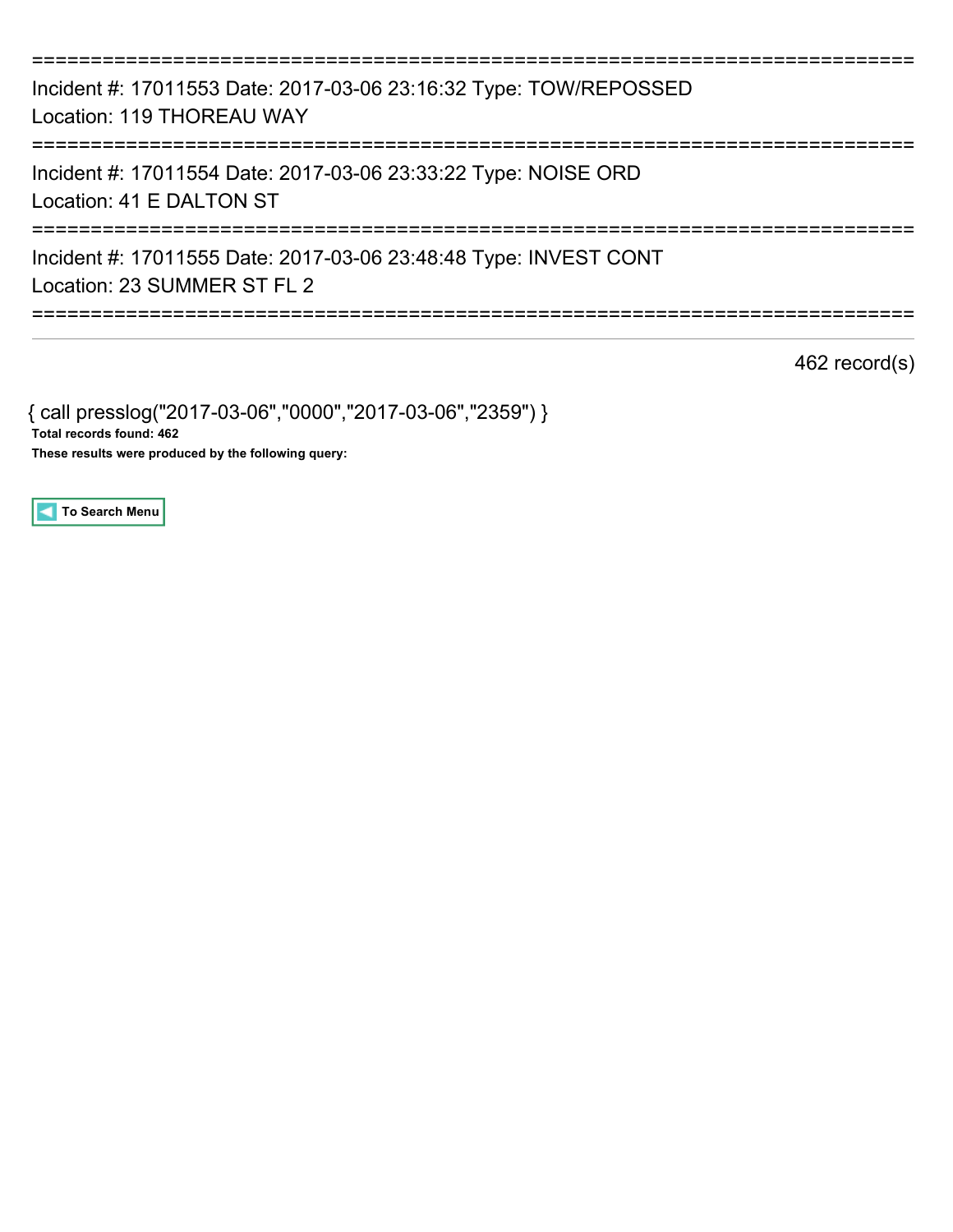===========================================================================

Incident #: 17011553 Date: 2017-03-06 23:16:32 Type: TOW/REPOSSED

Location: 119 THOREAU WAY

===========================================================================

Incident #: 17011554 Date: 2017-03-06 23:33:22 Type: NOISE ORD

Location: 41 E DALTON ST

===========================================================================

Incident #: 17011555 Date: 2017-03-06 23:48:48 Type: INVEST CONT

Location: 23 SUMMER ST FL 2

===========================================================================

462 record(s)

{ call presslog("2017-03-06","0000","2017-03-06","2359") }

**Total records found: 462**

**These results were produced by the following query:**

**To Search Menu**